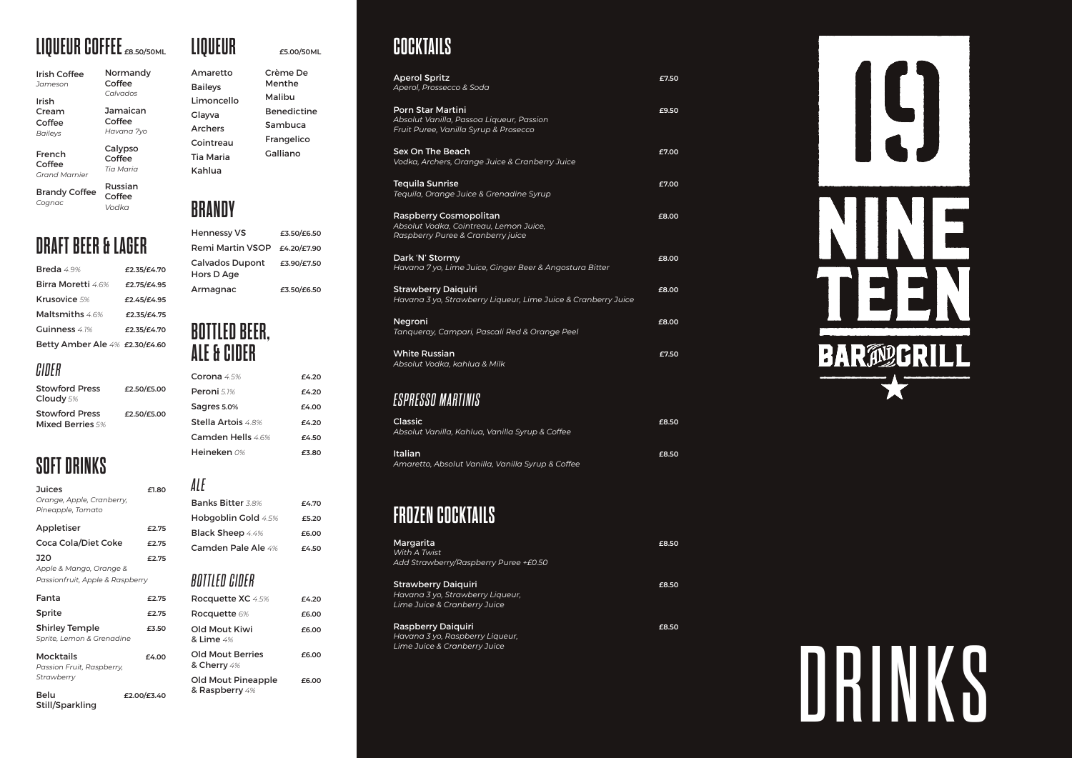## LIQUEUR COFFEE £8.50/50ML

Irish Coffee
*Jameson*

Irish Cream Coffee
*Baileys*

French Coffee
*Grand Marnier*

Brandy Coffee
*Cognac*

Normandy Coffee
*Calvados*

Jamaican Coffee
*Havana 7yo*

Calypso Coffee
*Tia Maria*

Russian Coffee
*Vodka*

## DRAFT BEER & LAGER

| | |
|---|---|
| Breda *4.9%* | £2.35/£4.70 |
| Birra Moretti *4.6%* | £2.75/£4.95 |
| Krusovice *5%* | £2.45/£4.95 |
| Maltsmiths *4.6%* | £2.35/£4.75 |
| Guinness *4.1%* | £2.35/£4.70 |
| Betty Amber Ale *4%* | £2.30/£4.60 |

### CIDER

| | |
|---|---|
| Stowford Press Cloudy *5%* | £2.50/£5.00 |
| Stowford Press Mixed Berries *5%* | £2.50/£5.00 |

## SOFT DRINKS

| | |
|---|---|
| Juices<br>*Orange, Apple, Cranberry, Pineapple, Tomato* | £1.80 |
| Appletiser | £2.75 |
| Coca Cola/Diet Coke | £2.75 |
| J20<br>*Apple & Mango, Orange & Passionfruit, Apple & Raspberry* | £2.75 |
| Fanta | £2.75 |
| Sprite | £2.75 |
| Shirley Temple<br>*Sprite, Lemon & Grenadine* | £3.50 |
| Mocktails<br>*Passion Fruit, Raspberry, Strawberry* | £4.00 |
| Belu<br>Still/Sparkling | £2.00/£3.40 |

## LIQUEUR £5.00/50ML

Amaretto
Baileys
Limoncello
Glayva
Archers
Cointreau
Tia Maria
Kahlua
Crème De Menthe
Malibu
Benedictine
Sambuca
Frangelico
Galliano

## BRANDY

| | |
|---|---|
| Hennessy VS | £3.50/£6.50 |
| Remi Martin VSOP | £4.20/£7.90 |
| Calvados Dupont Hors D Age | £3.90/£7.50 |
| Armagnac | £3.50/£6.50 |

## BOTTLED BEER, ALE & CIDER

| | |
|---|---|
| Corona *4.5%* | £4.20 |
| Peroni *5.1%* | £4.20 |
| Sagres 5.0% | £4.00 |
| Stella Artois *4.8%* | £4.20 |
| Camden Hells *4.6%* | £4.50 |
| Heineken *0%* | £3.80 |

### ALE

| | |
|---|---|
| Banks Bitter *3.8%* | £4.70 |
| Hobgoblin Gold *4.5%* | £5.20 |
| Black Sheep *4.4%* | £6.00 |
| Camden Pale Ale *4%* | £4.50 |

### BOTTLED CIDER

| | |
|---|---|
| Rocquette XC *4.5%* | £4.20 |
| Rocquette *6%* | £6.00 |
| Old Mout Kiwi & Lime *4%* | £6.00 |
| Old Mout Berries & Cherry *4%* | £6.00 |
| Old Mout Pineapple & Raspberry *4%* | £6.00 |

## COCKTAILS

| | |
|---|---|
| Aperol Spritz<br>*Aperol, Prossecco & Soda* | £7.50 |
| Porn Star Martini<br>*Absolut Vanilla, Passoa Liqueur, Passion Fruit Puree, Vanilla Syrup & Prosecco* | £9.50 |
| Sex On The Beach<br>*Vodka, Archers, Orange Juice & Cranberry Juice* | £7.00 |
| Tequila Sunrise<br>*Tequila, Orange Juice & Grenadine Syrup* | £7.00 |
| Raspberry Cosmopolitan<br>*Absolut Vodka, Cointreau, Lemon Juice, Raspberry Puree & Cranberry juice* | £8.00 |
| Dark 'N' Stormy<br>*Havana 7 yo, Lime Juice, Ginger Beer & Angostura Bitter* | £8.00 |
| Strawberry Daiquiri<br>*Havana 3 yo, Strawberry Liqueur, Lime Juice & Cranberry Juice* | £8.00 |
| Negroni<br>*Tanqueray, Campari, Pascali Red & Orange Peel* | £8.00 |
| White Russian<br>*Absolut Vodka, kahlua & Milk* | £7.50 |

### ESPRESSO MARTINIS

| | |
|---|---|
| Classic<br>*Absolut Vanilla, Kahlua, Vanilla Syrup & Coffee* | £8.50 |
| Italian<br>*Amaretto, Absolut Vanilla, Vanilla Syrup & Coffee* | £8.50 |

## FROZEN COCKTAILS

| | |
|---|---|
| Margarita<br>*With A Twist*<br>*Add Strawberry/Raspberry Puree +£0.50* | £8.50 |
| Strawberry Daiquiri<br>*Havana 3 yo, Strawberry Liqueur, Lime Juice & Cranberry Juice* | £8.50 |
| Raspberry Daiquiri<br>*Havana 3 yo, Raspberry Liqueur, Lime Juice & Cranberry Juice* | £8.50 |

19 NINETEEN BAR AND GRILL

# DRINKS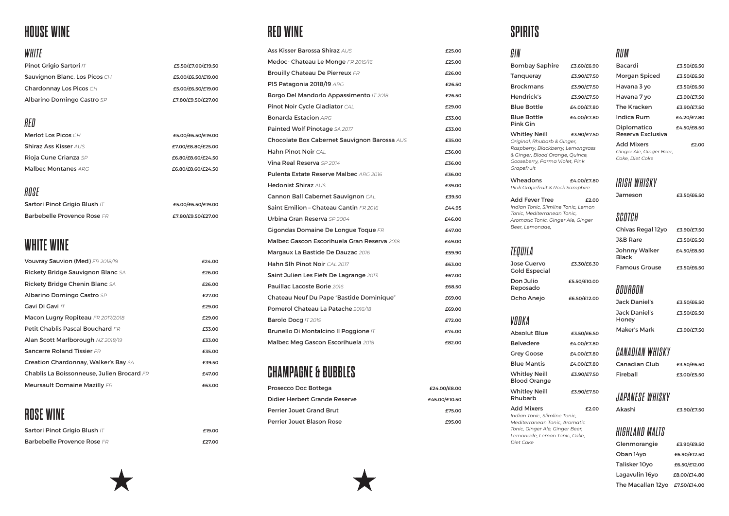# HOUSE WINE

## WHITE

| | |
|---|---|
| Pinot Grigio Sartori *IT* | £5.50/£7.00/£19.50 |
| Sauvignon Blanc, Los Picos *CH* | £5.00/£6.50/£19.00 |
| Chardonnay Los Picos *CH* | £5.00/£6.50/£19.00 |
| Albarino Domingo Castro *SP* | £7.80/£9.50/£27.00 |

## RED

| | |
|---|---|
| Merlot Los Picos *CH* | £5.00/£6.50/£19.00 |
| Shiraz Ass Kisser *AUS* | £7.00/£8.80/£25.00 |
| Rioja Cune Crianza *SP* | £6.80/£8.60/£24.50 |
| Malbec Montanes *ARG* | £6.80/£8.60/£24.50 |

## ROSE

| | |
|---|---|
| Sartori Pinot Grigio Blush *IT* | £5.00/£6.50/£19.00 |
| Barbebelle Provence Rose *FR* | £7.80/£9.50/£27.00 |

# WHITE WINE

| | |
|---|---|
| Vouvray Sauvion (Med) *FR 2018/19* | £24.00 |
| Rickety Bridge Sauvignon Blanc *SA* | £26.00 |
| Rickety Bridge Chenin Blanc *SA* | £26.00 |
| Albarino Domingo Castro *SP* | £27.00 |
| Gavi Di Gavi *IT* | £29.00 |
| Macon Lugny Ropiteau *FR 2017/2018* | £29.00 |
| Petit Chablis Pascal Bouchard *FR* | £33.00 |
| Alan Scott Marlborough *NZ 2018/19* | £33.00 |
| Sancerre Roland Tissier *FR* | £35.00 |
| Creation Chardonnay, Walker's Bay *SA* | £39.50 |
| Chablis La Boissonneuse, Julien Brocard *FR* | £47.00 |
| Meursault Domaine Mazilly *FR* | £63.00 |

# ROSE WINE

| | |
|---|---|
| Sartori Pinot Grigio Blush *IT* | £19.00 |
| Barbebelle Provence Rose *FR* | £27.00 |

# RED WINE

| | |
|---|---|
| Ass Kisser Barossa Shiraz *AUS* | £25.00 |
| Medoc- Chateau Le Monge *FR 2015/16* | £25.00 |
| Brouilly Chateau De Pierreux *FR* | £26.00 |
| P15 Patagonia 2018/19 *ARG* | £26.50 |
| Borgo Del Mandorlo Appassimento *IT 2018* | £26.50 |
| Pinot Noir Cycle Gladiator *CAL* | £29.00 |
| Bonarda Estacion *ARG* | £33.00 |
| Painted Wolf Pinotage *SA 2017* | £33.00 |
| Chocolate Box Cabernet Sauvignon Barossa *AUS* | £35.00 |
| Hahn Pinot Noir *CAL* | £36.00 |
| Vina Real Reserva *SP 2014* | £36.00 |
| Pulenta Estate Reserve Malbec *ARG 2016* | £36.00 |
| Hedonist Shiraz *AUS* | £39.00 |
| Cannon Ball Cabernet Sauvignon *CAL* | £39.50 |
| Saint Emilion – Chateau Cantin *FR 2016* | £44.95 |
| Urbina Gran Reserva *SP 2004* | £46.00 |
| Gigondas Domaine De Longue Toque *FR* | £47.00 |
| Malbec Gascon Escorihuela Gran Reserva *2018* | £49.00 |
| Margaux La Bastide De Dauzac *2016* | £59.90 |
| Hahn Slh Pinot Noir *CAL 2017* | £63.00 |
| Saint Julien Les Fiefs De Lagrange *2013* | £67.00 |
| Pauillac Lacoste Borie *2016* | £68.50 |
| Chateau Neuf Du Pape "Bastide Dominique" | £69.00 |
| Pomerol Chateau La Patache *2016/18* | £69.00 |
| Barolo Docg *IT 2015* | £72.00 |
| Brunello Di Montalcino Il Poggione *IT* | £74.00 |
| Malbec Meg Gascon Escorihuela *2018* | £82.00 |

# CHAMPAGNE & BUBBLES

| | |
|---|---|
| Prosecco Doc Bottega | £24.00/£8.00 |
| Didier Herbert Grande Reserve | £45.00/£10.50 |
| Perrier Jouet Grand Brut | £75.00 |
| Perrier Jouet Blason Rose | £95.00 |

# SPIRITS

## GIN

| | |
|---|---|
| Bombay Saphire | £3.60/£6.90 |
| Tanqueray | £3.90/£7.50 |
| Brockmans | £3.90/£7.50 |
| Hendrick's | £3.90/£7.50 |
| Blue Bottle | £4.00/£7.80 |
| Blue Bottle Pink Gin | £4.00/£7.80 |
| Whitley Neill | £3.90/£7.50 |

*Original, Rhubarb & Ginger, Raspberry, Blackberry, Lemongrass & Ginger, Blood Orange, Quince, Gooseberry, Parma Violet, Pink Grapefruit*

| | |
|---|---|
| Wheadons | £4.00/£7.80 |

*Pink Grapefruit & Rock Samphire*

| | |
|---|---|
| Add Fever Tree | £2.00 |

*Indian Tonic, Slimline Tonic, Lemon Tonic, Mediterranean Tonic, Aromatic Tonic, Ginger Ale, Ginger Beer, Lemonade,*

## TEQUILA

| | |
|---|---|
| Jose Cuervo Gold Especial | £3.30/£6.30 |
| Don Julio Reposado | £5.50/£10.00 |
| Ocho Anejo | £6.50/£12.00 |

## VODKA

| | |
|---|---|
| Absolut Blue | £3.50/£6.50 |
| Belvedere | £4.00/£7.80 |
| Grey Goose | £4.00/£7.80 |
| Blue Mantis | £4.00/£7.80 |
| Whitley Neill Blood Orange | £3.90/£7.50 |
| Whitley Neill Rhubarb | £3.90/£7.50 |
| Add Mixers | £2.00 |

*Indian Tonic, Slimline Tonic, Mediterranean Tonic, Aromatic Tonic, Ginger Ale, Ginger Beer, Lemonade, Lemon Tonic, Coke, Diet Coke*

## RUM

| | |
|---|---|
| Bacardi | £3.50/£6.50 |
| Morgan Spiced | £3.50/£6.50 |
| Havana 3 yo | £3.50/£6.50 |
| Havana 7 yo | £3.90/£7.50 |
| The Kracken | £3.90/£7.50 |
| Indica Rum | £4.20/£7.80 |
| Diplomatico Reserva Exclusiva | £4.50/£8.50 |
| Add Mixers | £2.00 |

*Ginger Ale, Ginger Beer, Coke, Diet Coke*

## IRISH WHISKY

| | |
|---|---|
| Jameson | £3.50/£6.50 |

## SCOTCH

| | |
|---|---|
| Chivas Regal 12yo | £3.90/£7.50 |
| J&B Rare | £3.50/£6.50 |
| Johnny Walker Black | £4.50/£8.50 |
| Famous Grouse | £3.50/£6.50 |

## BOURBON

| | |
|---|---|
| Jack Daniel's | £3.50/£6.50 |
| Jack Daniel's Honey | £3.50/£6.50 |
| Maker's Mark | £3.90/£7.50 |

## CANADIAN WHISKY

| | |
|---|---|
| Canadian Club | £3.50/£6.50 |
| Fireball | £3.00/£5.50 |

## JAPANESE WHISKY

| | |
|---|---|
| Akashi | £3.90/£7.50 |

## HIGHLAND MALTS

| | |
|---|---|
| Glenmorangie | £3.90/£9.50 |
| Oban 14yo | £6.90/£12.50 |
| Talisker 10yo | £6.50/£12.00 |
| Lagavulin 16yo | £8.00/£14.80 |
| The Macallan 12yo | £7.50/£14.00 |